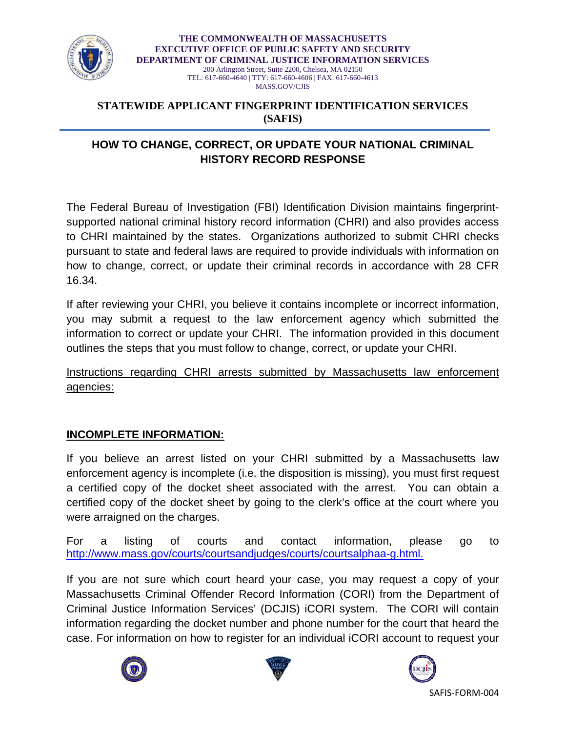**THE COMMONWEALTH OF MASSACHUSETTS**
**EXECUTIVE OFFICE OF PUBLIC SAFETY AND SECURITY**
**DEPARTMENT OF CRIMINAL JUSTICE INFORMATION SERVICES**
200 Arlington Street, Suite 2200, Chelsea, MA 02150
TEL: 617-660-4640 | TTY: 617-660-4606 | FAX: 617-660-4613
MASS.GOV/CJIS

**STATEWIDE APPLICANT FINGERPRINT IDENTIFICATION SERVICES (SAFIS)**

# HOW TO CHANGE, CORRECT, OR UPDATE YOUR NATIONAL CRIMINAL HISTORY RECORD RESPONSE

The Federal Bureau of Investigation (FBI) Identification Division maintains fingerprint-supported national criminal history record information (CHRI) and also provides access to CHRI maintained by the states. Organizations authorized to submit CHRI checks pursuant to state and federal laws are required to provide individuals with information on how to change, correct, or update their criminal records in accordance with 28 CFR 16.34.

If after reviewing your CHRI, you believe it contains incomplete or incorrect information, you may submit a request to the law enforcement agency which submitted the information to correct or update your CHRI. The information provided in this document outlines the steps that you must follow to change, correct, or update your CHRI.

Instructions regarding CHRI arrests submitted by Massachusetts law enforcement agencies:

## INCOMPLETE INFORMATION:

If you believe an arrest listed on your CHRI submitted by a Massachusetts law enforcement agency is incomplete (i.e. the disposition is missing), you must first request a certified copy of the docket sheet associated with the arrest. You can obtain a certified copy of the docket sheet by going to the clerk's office at the court where you were arraigned on the charges.

For a listing of courts and contact information, please go to http://www.mass.gov/courts/courtsandjudges/courts/courtsalphaa-g.html.

If you are not sure which court heard your case, you may request a copy of your Massachusetts Criminal Offender Record Information (CORI) from the Department of Criminal Justice Information Services' (DCJIS) iCORI system. The CORI will contain information regarding the docket number and phone number for the court that heard the case. For information on how to register for an individual iCORI account to request your

SAFIS-FORM-004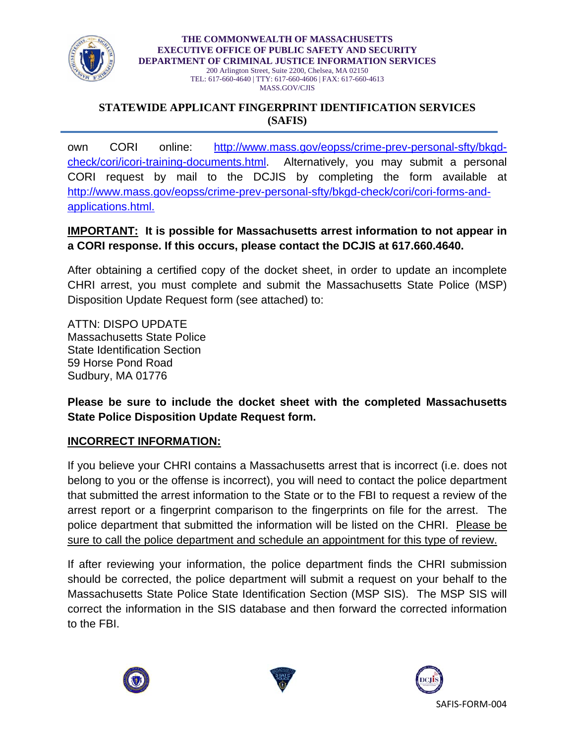own CORI online: [http://www.mass.gov/eopss/crime-prev-personal-sfty/bkgd-check/cori/icori-training-documents.html](http://www.mass.gov/eopss/crime-prev-personal-sfty/bkgd-check/cori/icori-training-documents.html). Alternatively, you may submit a personal CORI request by mail to the DCJIS by completing the form available at [http://www.mass.gov/eopss/crime-prev-personal-sfty/bkgd-check/cori/cori-forms-and-applications.html.](http://www.mass.gov/eopss/crime-prev-personal-sfty/bkgd-check/cori/cori-forms-and-applications.html)

**<u>IMPORTANT:</u> It is possible for Massachusetts arrest information to not appear in a CORI response. If this occurs, please contact the DCJIS at 617.660.4640.**

After obtaining a certified copy of the docket sheet, in order to update an incomplete CHRI arrest, you must complete and submit the Massachusetts State Police (MSP) Disposition Update Request form (see attached) to:

ATTN: DISPO UPDATE
Massachusetts State Police
State Identification Section
59 Horse Pond Road
Sudbury, MA 01776

**Please be sure to include the docket sheet with the completed Massachusetts State Police Disposition Update Request form.**

**<u>INCORRECT INFORMATION:</u>**

If you believe your CHRI contains a Massachusetts arrest that is incorrect (i.e. does not belong to you or the offense is incorrect), you will need to contact the police department that submitted the arrest information to the State or to the FBI to request a review of the arrest report or a fingerprint comparison to the fingerprints on file for the arrest. The police department that submitted the information will be listed on the CHRI. <u>Please be sure to call the police department and schedule an appointment for this type of review.</u>

If after reviewing your information, the police department finds the CHRI submission should be corrected, the police department will submit a request on your behalf to the Massachusetts State Police State Identification Section (MSP SIS). The MSP SIS will correct the information in the SIS database and then forward the corrected information to the FBI.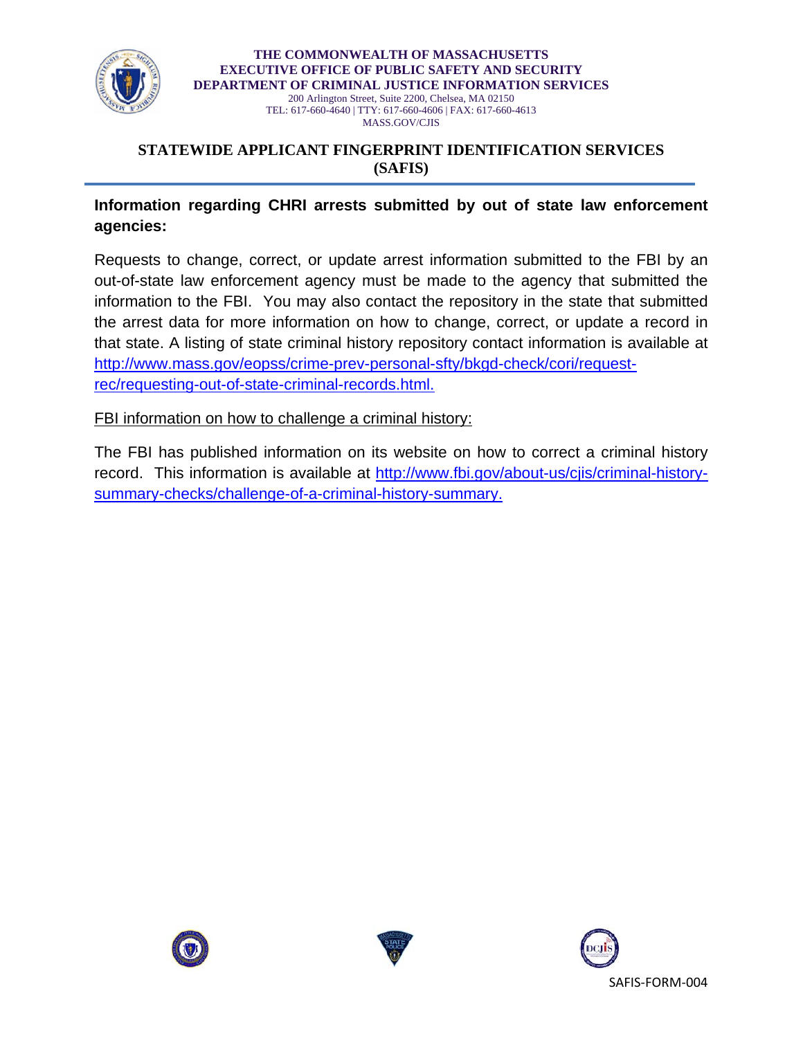THE COMMONWEALTH OF MASSACHUSETTS
EXECUTIVE OFFICE OF PUBLIC SAFETY AND SECURITY
DEPARTMENT OF CRIMINAL JUSTICE INFORMATION SERVICES
200 Arlington Street, Suite 2200, Chelsea, MA 02150
TEL: 617-660-4640 | TTY: 617-660-4606 | FAX: 617-660-4613
MASS.GOV/CJIS

# STATEWIDE APPLICANT FINGERPRINT IDENTIFICATION SERVICES (SAFIS)

**Information regarding CHRI arrests submitted by out of state law enforcement agencies:**

Requests to change, correct, or update arrest information submitted to the FBI by an out-of-state law enforcement agency must be made to the agency that submitted the information to the FBI. You may also contact the repository in the state that submitted the arrest data for more information on how to change, correct, or update a record in that state. A listing of state criminal history repository contact information is available at http://www.mass.gov/eopss/crime-prev-personal-sfty/bkgd-check/cori/request-rec/requesting-out-of-state-criminal-records.html.

FBI information on how to challenge a criminal history:

The FBI has published information on its website on how to correct a criminal history record. This information is available at http://www.fbi.gov/about-us/cjis/criminal-history-summary-checks/challenge-of-a-criminal-history-summary.

SAFIS-FORM-004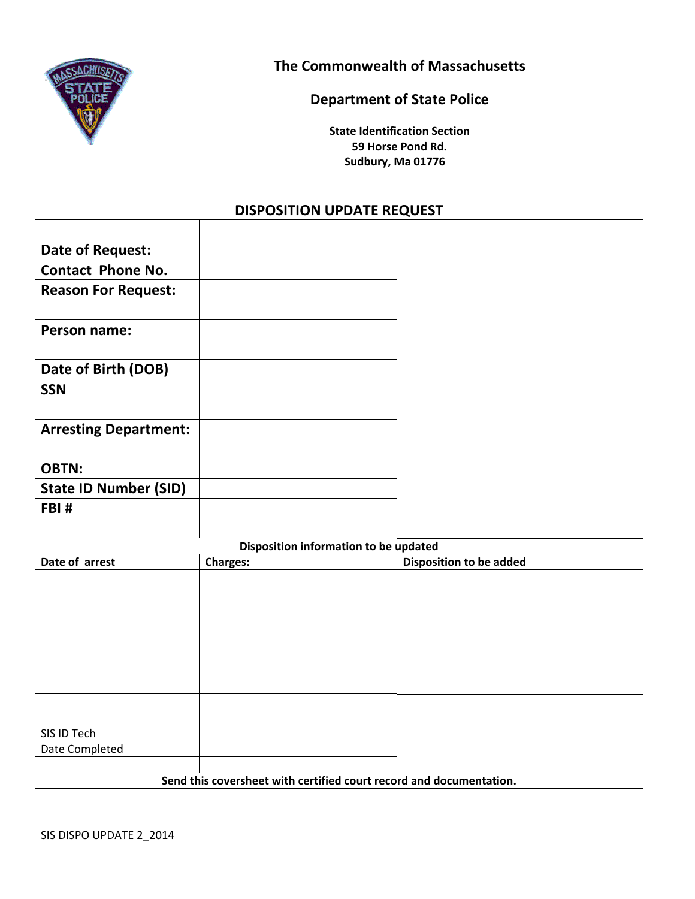**The Commonwealth of Massachusetts**

**Department of State Police**

**State Identification Section**
**59 Horse Pond Rd.**
**Sudbury, Ma 01776**

| DISPOSITION UPDATE REQUEST | | |
|---|---|---|
| | | |
| **Date of Request:** | | |
| **Contact Phone No.** | | |
| **Reason For Request:** | | |
| | | |
| **Person name:** | | |
| **Date of Birth (DOB)** | | |
| **SSN** | | |
| | | |
| **Arresting Department:** | | |
| **OBTN:** | | |
| **State ID Number (SID)** | | |
| **FBI #** | | |
| | | |
| **Disposition information to be updated** | | |
| **Date of arrest** | **Charges:** | **Disposition to be added** |
| | | |
| | | |
| | | |
| | | |
| | | |
| SIS ID Tech | | |
| Date Completed | | |
| | | |
| **Send this coversheet with certified court record and documentation.** | | |

SIS DISPO UPDATE 2_2014